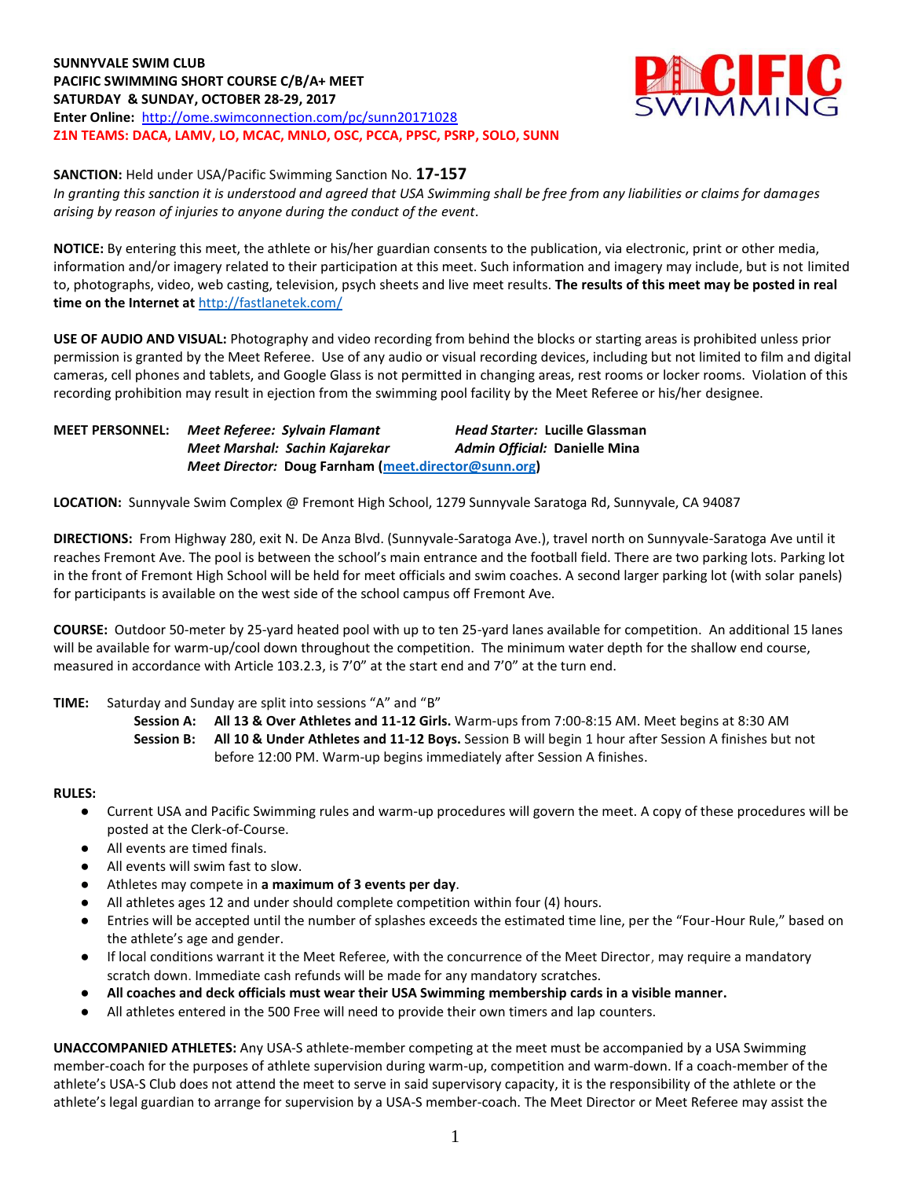**SUNNYVALE SWIM CLUB**
**PACIFIC SWIMMING SHORT COURSE C/B/A+ MEET**
**SATURDAY & SUNDAY, OCTOBER 28-29, 2017**
**Enter Online:** http://ome.swimconnection.com/pc/sunn20171028
**Z1N TEAMS: DACA, LAMV, LO, MCAC, MNLO, OSC, PCCA, PPSC, PSRP, SOLO, SUNN**

**SANCTION:** Held under USA/Pacific Swimming Sanction No. **17-157**
*In granting this sanction it is understood and agreed that USA Swimming shall be free from any liabilities or claims for damages arising by reason of injuries to anyone during the conduct of the event.*

**NOTICE:** By entering this meet, the athlete or his/her guardian consents to the publication, via electronic, print or other media, information and/or imagery related to their participation at this meet. Such information and imagery may include, but is not limited to, photographs, video, web casting, television, psych sheets and live meet results. **The results of this meet may be posted in real time on the Internet at** http://fastlanetek.com/

**USE OF AUDIO AND VISUAL:** Photography and video recording from behind the blocks or starting areas is prohibited unless prior permission is granted by the Meet Referee. Use of any audio or visual recording devices, including but not limited to film and digital cameras, cell phones and tablets, and Google Glass is not permitted in changing areas, rest rooms or locker rooms. Violation of this recording prohibition may result in ejection from the swimming pool facility by the Meet Referee or his/her designee.

**MEET PERSONNEL:** *Meet Referee: Sylvain Flamant* — *Head Starter:* **Lucille Glassman**
*Meet Marshal: Sachin Kajarekar* — *Admin Official:* **Danielle Mina**
*Meet Director:* **Doug Farnham (meet.director@sunn.org)**

**LOCATION:** Sunnyvale Swim Complex @ Fremont High School, 1279 Sunnyvale Saratoga Rd, Sunnyvale, CA 94087

**DIRECTIONS:** From Highway 280, exit N. De Anza Blvd. (Sunnyvale-Saratoga Ave.), travel north on Sunnyvale-Saratoga Ave until it reaches Fremont Ave. The pool is between the school's main entrance and the football field. There are two parking lots. Parking lot in the front of Fremont High School will be held for meet officials and swim coaches. A second larger parking lot (with solar panels) for participants is available on the west side of the school campus off Fremont Ave.

**COURSE:** Outdoor 50-meter by 25-yard heated pool with up to ten 25-yard lanes available for competition. An additional 15 lanes will be available for warm-up/cool down throughout the competition. The minimum water depth for the shallow end course, measured in accordance with Article 103.2.3, is 7'0" at the start end and 7'0" at the turn end.

**TIME:** Saturday and Sunday are split into sessions "A" and "B"

**Session A:** **All 13 & Over Athletes and 11-12 Girls.** Warm-ups from 7:00-8:15 AM. Meet begins at 8:30 AM

**Session B:** **All 10 & Under Athletes and 11-12 Boys.** Session B will begin 1 hour after Session A finishes but not before 12:00 PM. Warm-up begins immediately after Session A finishes.

**RULES:**

- Current USA and Pacific Swimming rules and warm-up procedures will govern the meet. A copy of these procedures will be posted at the Clerk-of-Course.
- All events are timed finals.
- All events will swim fast to slow.
- Athletes may compete in **a maximum of 3 events per day**.
- All athletes ages 12 and under should complete competition within four (4) hours.
- Entries will be accepted until the number of splashes exceeds the estimated time line, per the "Four-Hour Rule," based on the athlete's age and gender.
- If local conditions warrant it the Meet Referee, with the concurrence of the Meet Director, may require a mandatory scratch down. Immediate cash refunds will be made for any mandatory scratches.
- **All coaches and deck officials must wear their USA Swimming membership cards in a visible manner.**
- All athletes entered in the 500 Free will need to provide their own timers and lap counters.

**UNACCOMPANIED ATHLETES:** Any USA-S athlete-member competing at the meet must be accompanied by a USA Swimming member-coach for the purposes of athlete supervision during warm-up, competition and warm-down. If a coach-member of the athlete's USA-S Club does not attend the meet to serve in said supervisory capacity, it is the responsibility of the athlete or the athlete's legal guardian to arrange for supervision by a USA-S member-coach. The Meet Director or Meet Referee may assist the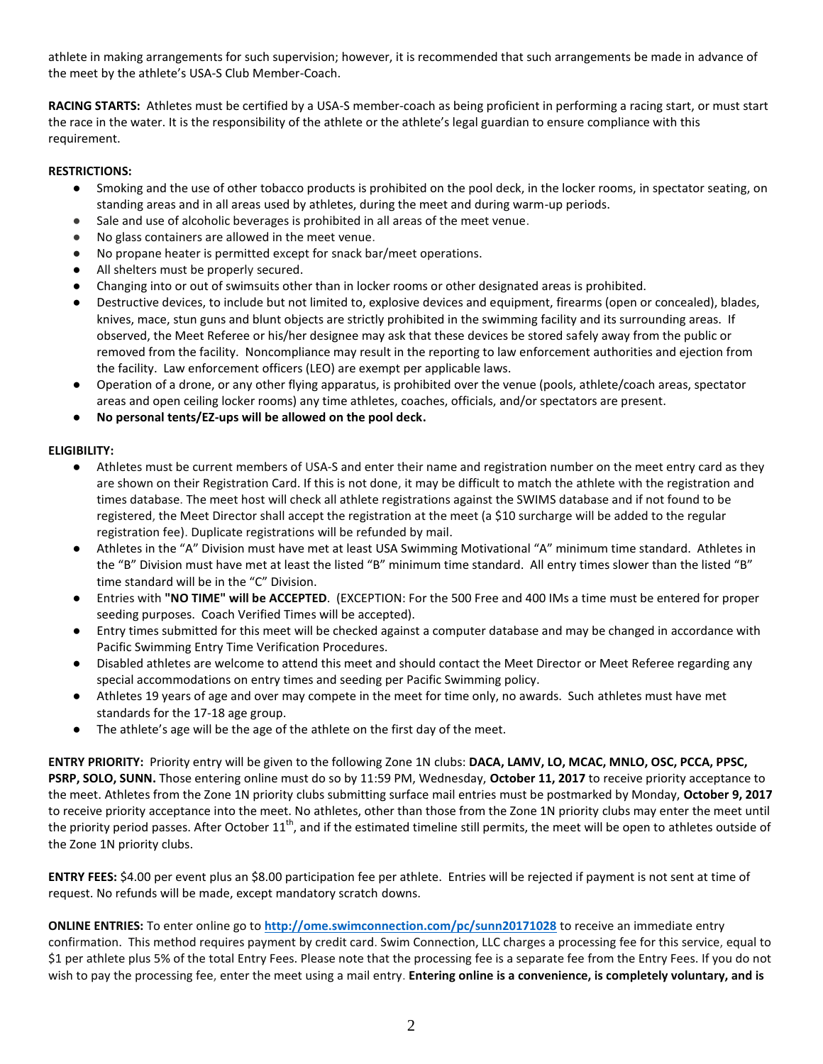athlete in making arrangements for such supervision; however, it is recommended that such arrangements be made in advance of the meet by the athlete's USA-S Club Member-Coach.

**RACING STARTS:** Athletes must be certified by a USA-S member-coach as being proficient in performing a racing start, or must start the race in the water. It is the responsibility of the athlete or the athlete's legal guardian to ensure compliance with this requirement.

**RESTRICTIONS:**

- Smoking and the use of other tobacco products is prohibited on the pool deck, in the locker rooms, in spectator seating, on standing areas and in all areas used by athletes, during the meet and during warm-up periods.
- Sale and use of alcoholic beverages is prohibited in all areas of the meet venue.
- No glass containers are allowed in the meet venue.
- No propane heater is permitted except for snack bar/meet operations.
- All shelters must be properly secured.
- Changing into or out of swimsuits other than in locker rooms or other designated areas is prohibited.
- Destructive devices, to include but not limited to, explosive devices and equipment, firearms (open or concealed), blades, knives, mace, stun guns and blunt objects are strictly prohibited in the swimming facility and its surrounding areas. If observed, the Meet Referee or his/her designee may ask that these devices be stored safely away from the public or removed from the facility. Noncompliance may result in the reporting to law enforcement authorities and ejection from the facility. Law enforcement officers (LEO) are exempt per applicable laws.
- Operation of a drone, or any other flying apparatus, is prohibited over the venue (pools, athlete/coach areas, spectator areas and open ceiling locker rooms) any time athletes, coaches, officials, and/or spectators are present.
- **No personal tents/EZ-ups will be allowed on the pool deck.**

**ELIGIBILITY:**

- Athletes must be current members of USA-S and enter their name and registration number on the meet entry card as they are shown on their Registration Card. If this is not done, it may be difficult to match the athlete with the registration and times database. The meet host will check all athlete registrations against the SWIMS database and if not found to be registered, the Meet Director shall accept the registration at the meet (a $10 surcharge will be added to the regular registration fee). Duplicate registrations will be refunded by mail.
- Athletes in the "A" Division must have met at least USA Swimming Motivational "A" minimum time standard. Athletes in the "B" Division must have met at least the listed "B" minimum time standard. All entry times slower than the listed "B" time standard will be in the "C" Division.
- Entries with **"NO TIME" will be ACCEPTED**. (EXCEPTION: For the 500 Free and 400 IMs a time must be entered for proper seeding purposes. Coach Verified Times will be accepted).
- Entry times submitted for this meet will be checked against a computer database and may be changed in accordance with Pacific Swimming Entry Time Verification Procedures.
- Disabled athletes are welcome to attend this meet and should contact the Meet Director or Meet Referee regarding any special accommodations on entry times and seeding per Pacific Swimming policy.
- Athletes 19 years of age and over may compete in the meet for time only, no awards. Such athletes must have met standards for the 17-18 age group.
- The athlete's age will be the age of the athlete on the first day of the meet.

**ENTRY PRIORITY:** Priority entry will be given to the following Zone 1N clubs: **DACA, LAMV, LO, MCAC, MNLO, OSC, PCCA, PPSC, PSRP, SOLO, SUNN.** Those entering online must do so by 11:59 PM, Wednesday, **October 11, 2017** to receive priority acceptance to the meet. Athletes from the Zone 1N priority clubs submitting surface mail entries must be postmarked by Monday, **October 9, 2017** to receive priority acceptance into the meet. No athletes, other than those from the Zone 1N priority clubs may enter the meet until the priority period passes. After October 11th, and if the estimated timeline still permits, the meet will be open to athletes outside of the Zone 1N priority clubs.

**ENTRY FEES:** $4.00 per event plus an $8.00 participation fee per athlete. Entries will be rejected if payment is not sent at time of request. No refunds will be made, except mandatory scratch downs.

**ONLINE ENTRIES:** To enter online go to **http://ome.swimconnection.com/pc/sunn20171028** to receive an immediate entry confirmation. This method requires payment by credit card. Swim Connection, LLC charges a processing fee for this service, equal to $1 per athlete plus 5% of the total Entry Fees. Please note that the processing fee is a separate fee from the Entry Fees. If you do not wish to pay the processing fee, enter the meet using a mail entry. **Entering online is a convenience, is completely voluntary, and is**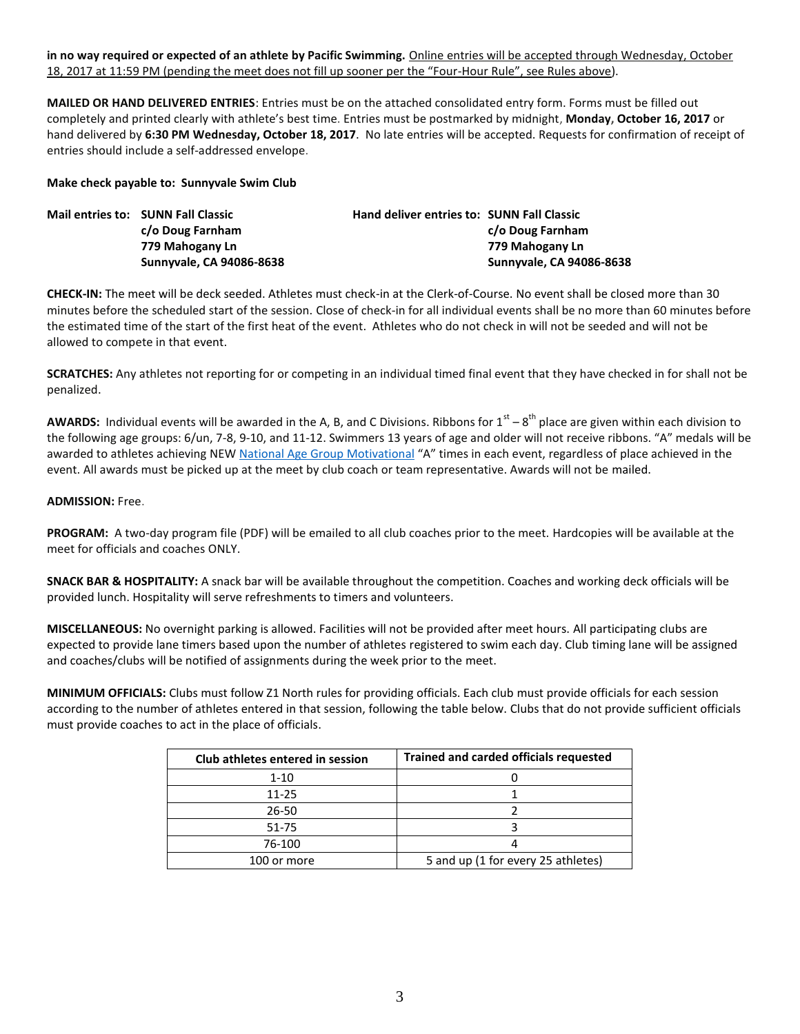**in no way required or expected of an athlete by Pacific Swimming.** Online entries will be accepted through Wednesday, October 18, 2017 at 11:59 PM (pending the meet does not fill up sooner per the "Four-Hour Rule", see Rules above).

**MAILED OR HAND DELIVERED ENTRIES**: Entries must be on the attached consolidated entry form. Forms must be filled out completely and printed clearly with athlete's best time. Entries must be postmarked by midnight, **Monday, October 16, 2017** or hand delivered by **6:30 PM Wednesday, October 18, 2017**. No late entries will be accepted. Requests for confirmation of receipt of entries should include a self-addressed envelope.

**Make check payable to: Sunnyvale Swim Club**

**Mail entries to: SUNN Fall Classic**
**c/o Doug Farnham**
**779 Mahogany Ln**
**Sunnyvale, CA 94086-8638**

**Hand deliver entries to: SUNN Fall Classic**
**c/o Doug Farnham**
**779 Mahogany Ln**
**Sunnyvale, CA 94086-8638**

**CHECK-IN:** The meet will be deck seeded. Athletes must check-in at the Clerk-of-Course. No event shall be closed more than 30 minutes before the scheduled start of the session. Close of check-in for all individual events shall be no more than 60 minutes before the estimated time of the start of the first heat of the event. Athletes who do not check in will not be seeded and will not be allowed to compete in that event.

**SCRATCHES:** Any athletes not reporting for or competing in an individual timed final event that they have checked in for shall not be penalized.

**AWARDS:** Individual events will be awarded in the A, B, and C Divisions. Ribbons for 1st – 8th place are given within each division to the following age groups: 6/un, 7-8, 9-10, and 11-12. Swimmers 13 years of age and older will not receive ribbons. "A" medals will be awarded to athletes achieving NEW National Age Group Motivational "A" times in each event, regardless of place achieved in the event. All awards must be picked up at the meet by club coach or team representative. Awards will not be mailed.

**ADMISSION:** Free.

**PROGRAM:** A two-day program file (PDF) will be emailed to all club coaches prior to the meet. Hardcopies will be available at the meet for officials and coaches ONLY.

**SNACK BAR & HOSPITALITY:** A snack bar will be available throughout the competition. Coaches and working deck officials will be provided lunch. Hospitality will serve refreshments to timers and volunteers.

**MISCELLANEOUS:** No overnight parking is allowed. Facilities will not be provided after meet hours. All participating clubs are expected to provide lane timers based upon the number of athletes registered to swim each day. Club timing lane will be assigned and coaches/clubs will be notified of assignments during the week prior to the meet.

**MINIMUM OFFICIALS:** Clubs must follow Z1 North rules for providing officials. Each club must provide officials for each session according to the number of athletes entered in that session, following the table below. Clubs that do not provide sufficient officials must provide coaches to act in the place of officials.

| Club athletes entered in session | Trained and carded officials requested |
|---|---|
| 1-10 | 0 |
| 11-25 | 1 |
| 26-50 | 2 |
| 51-75 | 3 |
| 76-100 | 4 |
| 100 or more | 5 and up (1 for every 25 athletes) |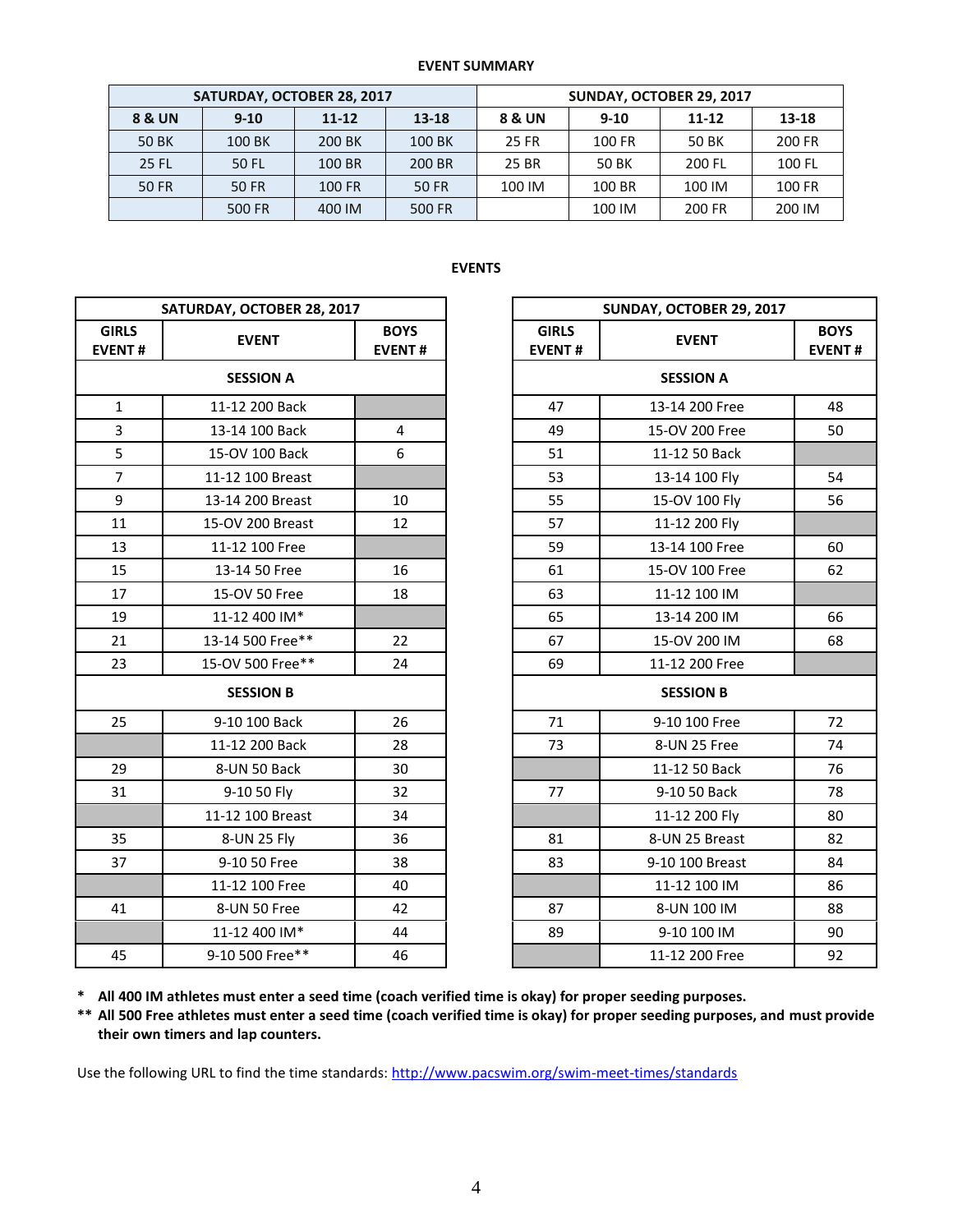## EVENT SUMMARY

| SATURDAY, OCTOBER 28, 2017 | | | | SUNDAY, OCTOBER 29, 2017 | | | |
|---|---|---|---|---|---|---|---|
| **8 & UN** | **9-10** | **11-12** | **13-18** | **8 & UN** | **9-10** | **11-12** | **13-18** |
| 50 BK | 100 BK | 200 BK | 100 BK | 25 FR | 100 FR | 50 BK | 200 FR |
| 25 FL | 50 FL | 100 BR | 200 BR | 25 BR | 50 BK | 200 FL | 100 FL |
| 50 FR | 50 FR | 100 FR | 50 FR | 100 IM | 100 BR | 100 IM | 100 FR |
| | 500 FR | 400 IM | 500 FR | | 100 IM | 200 FR | 200 IM |

## EVENTS

### SATURDAY, OCTOBER 28, 2017

| GIRLS EVENT # | EVENT | BOYS EVENT # |
|---|---|---|
| | **SESSION A** | |
| 1 | 11-12 200 Back | |
| 3 | 13-14 100 Back | 4 |
| 5 | 15-OV 100 Back | 6 |
| 7 | 11-12 100 Breast | |
| 9 | 13-14 200 Breast | 10 |
| 11 | 15-OV 200 Breast | 12 |
| 13 | 11-12 100 Free | |
| 15 | 13-14 50 Free | 16 |
| 17 | 15-OV 50 Free | 18 |
| 19 | 11-12 400 IM* | |
| 21 | 13-14 500 Free** | 22 |
| 23 | 15-OV 500 Free** | 24 |
| | **SESSION B** | |
| 25 | 9-10 100 Back | 26 |
| | 11-12 200 Back | 28 |
| 29 | 8-UN 50 Back | 30 |
| 31 | 9-10 50 Fly | 32 |
| | 11-12 100 Breast | 34 |
| 35 | 8-UN 25 Fly | 36 |
| 37 | 9-10 50 Free | 38 |
| | 11-12 100 Free | 40 |
| 41 | 8-UN 50 Free | 42 |
| | 11-12 400 IM* | 44 |
| 45 | 9-10 500 Free** | 46 |

### SUNDAY, OCTOBER 29, 2017

| GIRLS EVENT # | EVENT | BOYS EVENT # |
|---|---|---|
| | **SESSION A** | |
| 47 | 13-14 200 Free | 48 |
| 49 | 15-OV 200 Free | 50 |
| 51 | 11-12 50 Back | |
| 53 | 13-14 100 Fly | 54 |
| 55 | 15-OV 100 Fly | 56 |
| 57 | 11-12 200 Fly | |
| 59 | 13-14 100 Free | 60 |
| 61 | 15-OV 100 Free | 62 |
| 63 | 11-12 100 IM | |
| 65 | 13-14 200 IM | 66 |
| 67 | 15-OV 200 IM | 68 |
| 69 | 11-12 200 Free | |
| | **SESSION B** | |
| 71 | 9-10 100 Free | 72 |
| 73 | 8-UN 25 Free | 74 |
| | 11-12 50 Back | 76 |
| 77 | 9-10 50 Back | 78 |
| | 11-12 200 Fly | 80 |
| 81 | 8-UN 25 Breast | 82 |
| 83 | 9-10 100 Breast | 84 |
| | 11-12 100 IM | 86 |
| 87 | 8-UN 100 IM | 88 |
| 89 | 9-10 100 IM | 90 |
| | 11-12 200 Free | 92 |

**\* All 400 IM athletes must enter a seed time (coach verified time is okay) for proper seeding purposes.**

**\*\* All 500 Free athletes must enter a seed time (coach verified time is okay) for proper seeding purposes, and must provide their own timers and lap counters.**

Use the following URL to find the time standards: http://www.pacswim.org/swim-meet-times/standards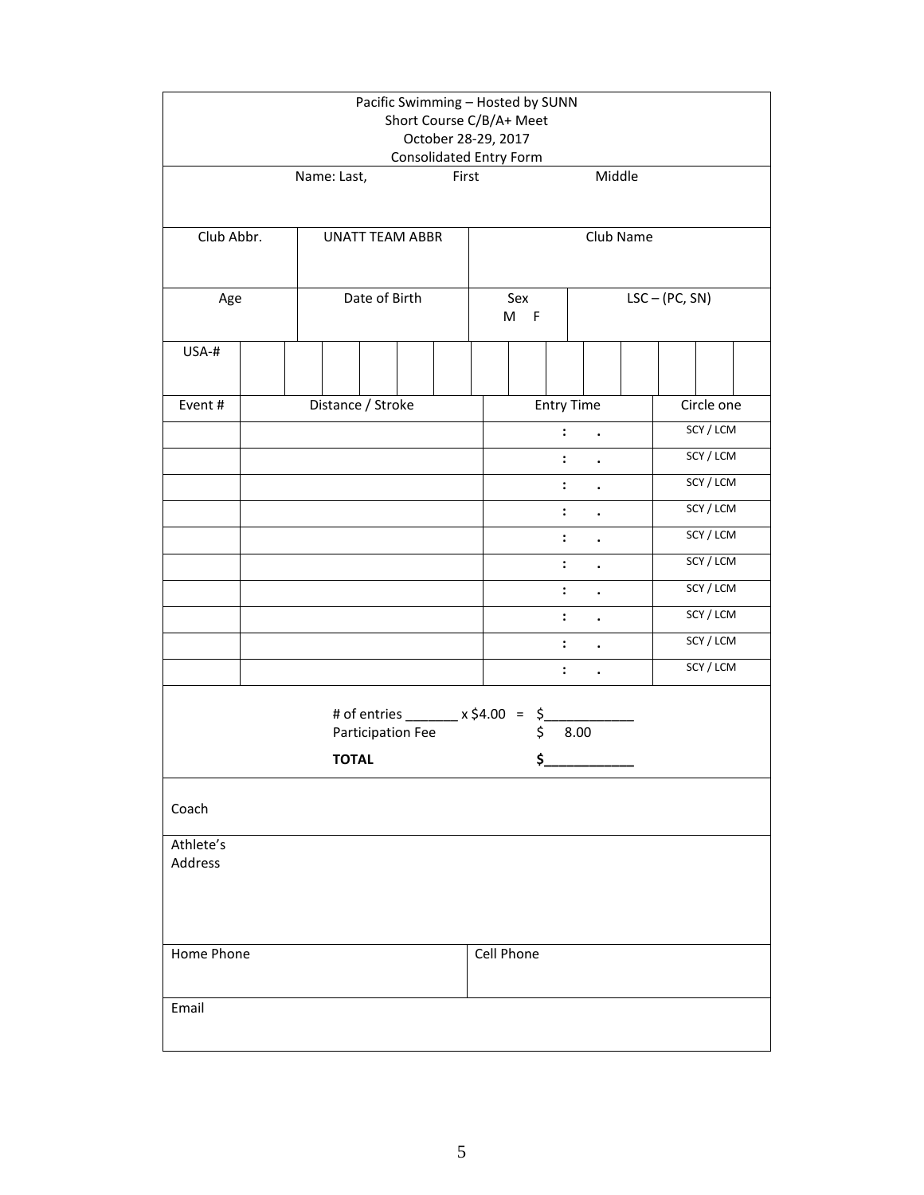Pacific Swimming – Hosted by SUNN
Short Course C/B/A+ Meet
October 28-29, 2017
Consolidated Entry Form

| Name: Last, | First | Middle |
|---|---|---|
| | | |

| Club Abbr. | UNATT TEAM ABBR | Club Name |
|---|---|---|
| | | |

| Age | Date of Birth | Sex M F | LSC – (PC, SN) |
|---|---|---|---|
| | | | |

| USA-# | | | | | | | | | | | | | | |
|---|---|---|---|---|---|---|---|---|---|---|---|---|---|---|

| Event # | Distance / Stroke | Entry Time | Circle one |
|---|---|---|---|
| | | : . | SCY / LCM |
| | | : . | SCY / LCM |
| | | : . | SCY / LCM |
| | | : . | SCY / LCM |
| | | : . | SCY / LCM |
| | | : . | SCY / LCM |
| | | : . | SCY / LCM |
| | | : . | SCY / LCM |
| | | : . | SCY / LCM |
| | | : . | SCY / LCM |

# of entries _______ x $4.00 = $____________
Participation Fee $ 8.00
**TOTAL** **$____________**

| Coach | |
|---|---|
| Athlete's Address | |

| Home Phone | Cell Phone |
|---|---|
| | |

| Email |
|---|
| |